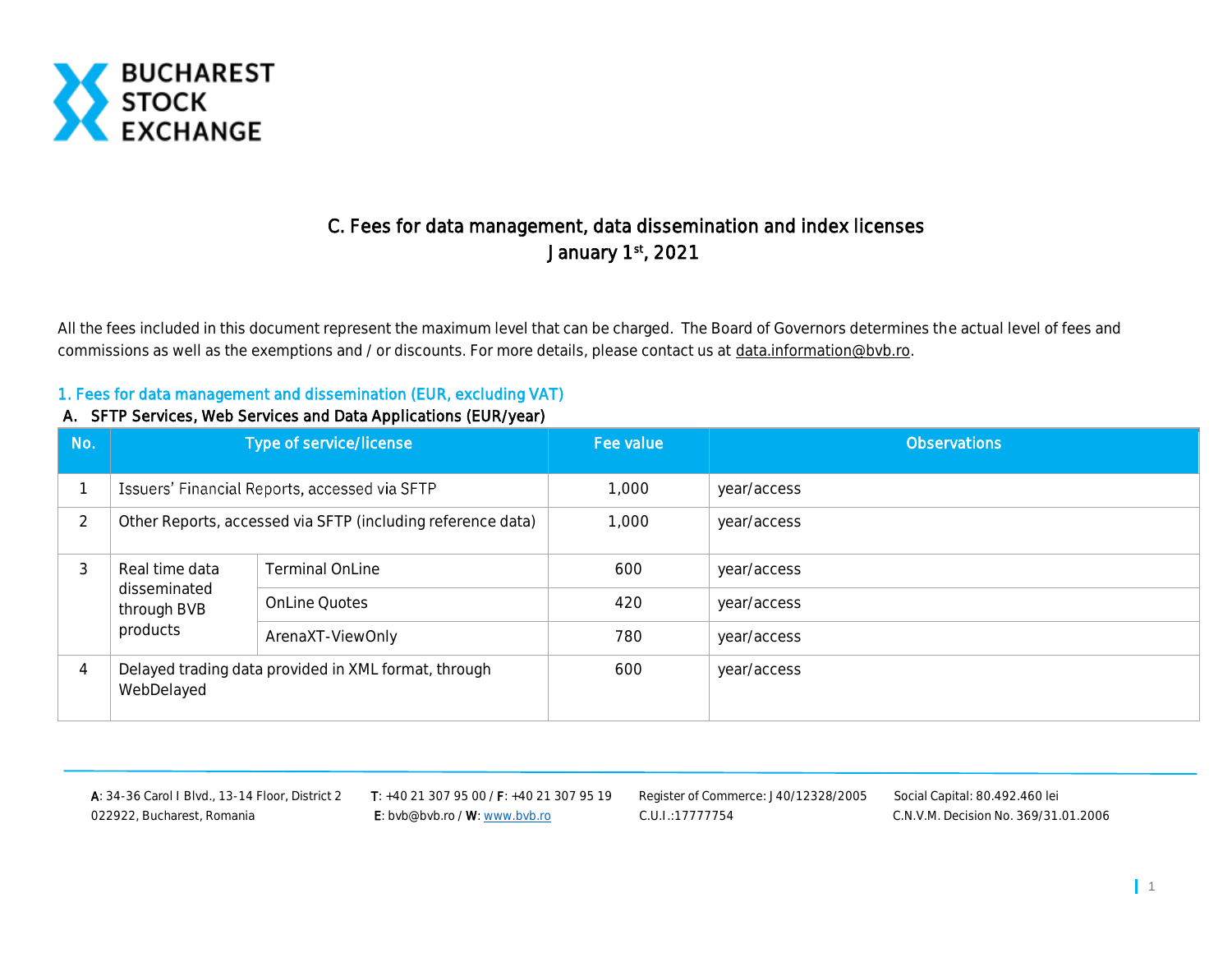BUCHAREST STOCK EXCHANGE

# C. Fees for data management, data dissemination and index licenses
## January 1st, 2021

All the fees included in this document represent the maximum level that can be charged. The Board of Governors determines the actual level of fees and commissions as well as the exemptions and / or discounts. For more details, please contact us at data.information@bvb.ro.

### 1. Fees for data management and dissemination (EUR, excluding VAT)

#### A. SFTP Services, Web Services and Data Applications (EUR/year)

| No. | Type of service/license | | Fee value | Observations |
|---|---|---|---|---|
| 1 | Issuers' Financial Reports, accessed via SFTP | | 1,000 | year/access |
| 2 | Other Reports, accessed via SFTP (including reference data) | | 1,000 | year/access |
| 3 | Real time data disseminated through BVB products | Terminal OnLine | 600 | year/access |
| | | OnLine Quotes | 420 | year/access |
| | | ArenaXT-ViewOnly | 780 | year/access |
| 4 | Delayed trading data provided in XML format, through WebDelayed | | 600 | year/access |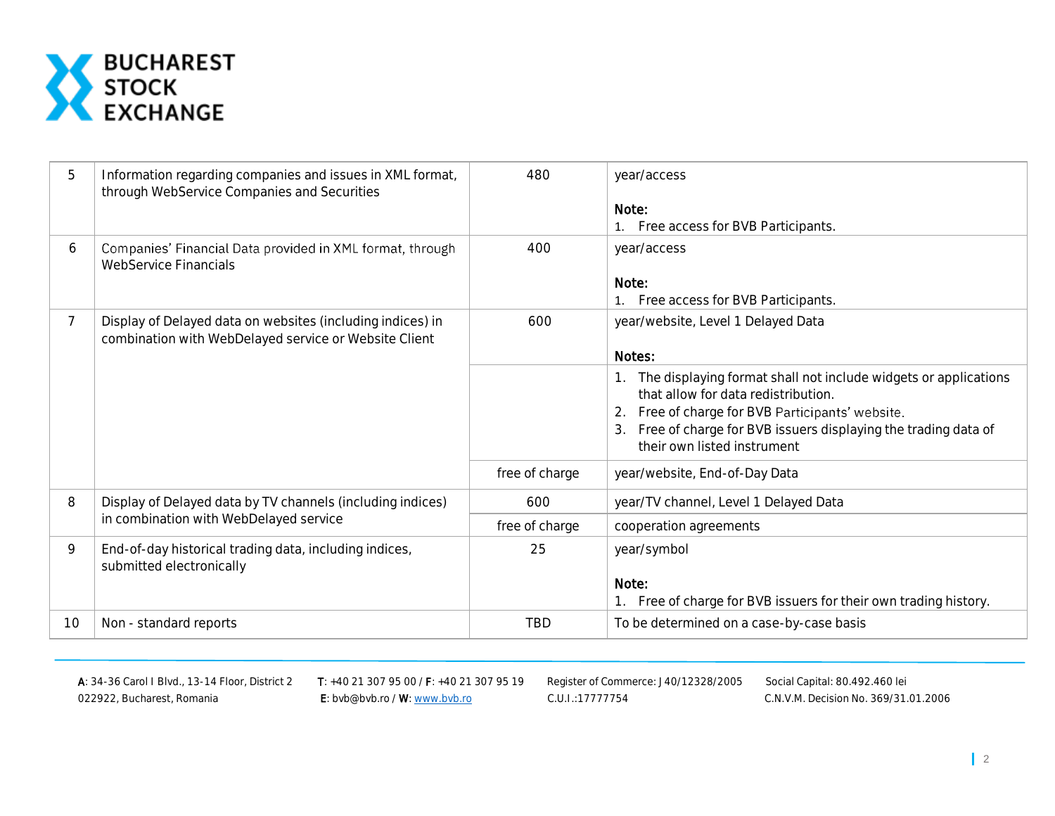| | | | |
|---|---|---|---|
| 5 | Information regarding companies and issues in XML format, through WebService Companies and Securities | 480 | year/access<br><br>**Note:**<br>1. Free access for BVB Participants. |
| 6 | Companies' Financial Data provided in XML format, through WebService Financials | 400 | year/access<br><br>**Note:**<br>1. Free access for BVB Participants. |
| 7 | Display of Delayed data on websites (including indices) in combination with WebDelayed service or Website Client | 600 | year/website, Level 1 Delayed Data<br><br>**Notes:** |
| | | | 1. The displaying format shall not include widgets or applications that allow for data redistribution.<br>2. Free of charge for BVB Participants' website.<br>3. Free of charge for BVB issuers displaying the trading data of their own listed instrument |
| | | free of charge | year/website, End-of-Day Data |
| 8 | Display of Delayed data by TV channels (including indices) in combination with WebDelayed service | 600 | year/TV channel, Level 1 Delayed Data |
| | | free of charge | cooperation agreements |
| 9 | End-of-day historical trading data, including indices, submitted electronically | 25 | year/symbol<br><br>**Note:**<br>1. Free of charge for BVB issuers for their own trading history. |
| 10 | Non - standard reports | TBD | To be determined on a case-by-case basis |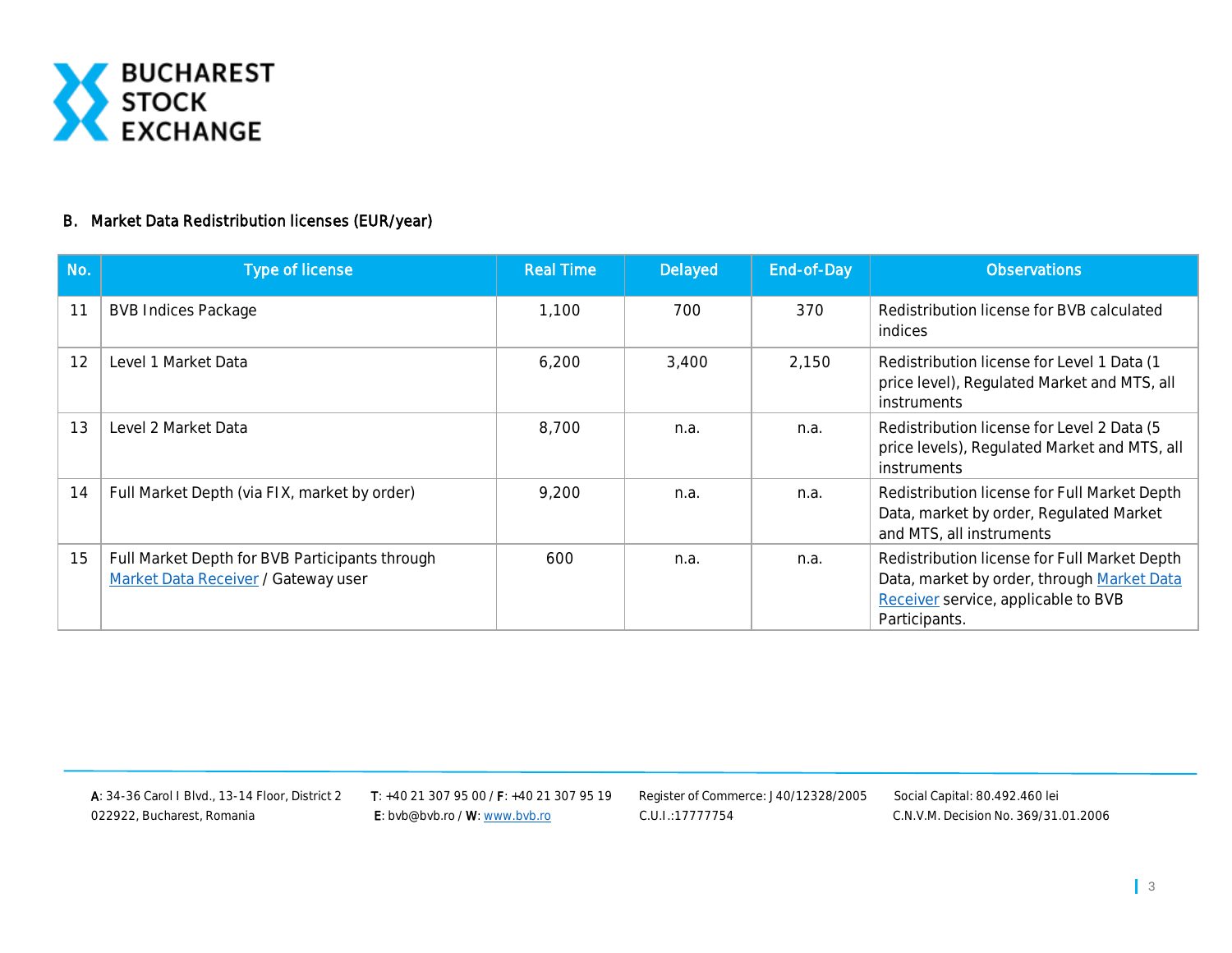## B. Market Data Redistribution licenses (EUR/year)

| No. | Type of license | Real Time | Delayed | End-of-Day | Observations |
|---|---|---|---|---|---|
| 11 | BVB Indices Package | 1,100 | 700 | 370 | Redistribution license for BVB calculated indices |
| 12 | Level 1 Market Data | 6,200 | 3,400 | 2,150 | Redistribution license for Level 1 Data (1 price level), Regulated Market and MTS, all instruments |
| 13 | Level 2 Market Data | 8,700 | n.a. | n.a. | Redistribution license for Level 2 Data (5 price levels), Regulated Market and MTS, all instruments |
| 14 | Full Market Depth (via FIX, market by order) | 9,200 | n.a. | n.a. | Redistribution license for Full Market Depth Data, market by order, Regulated Market and MTS, all instruments |
| 15 | Full Market Depth for BVB Participants through Market Data Receiver / Gateway user | 600 | n.a. | n.a. | Redistribution license for Full Market Depth Data, market by order, through Market Data Receiver service, applicable to BVB Participants. |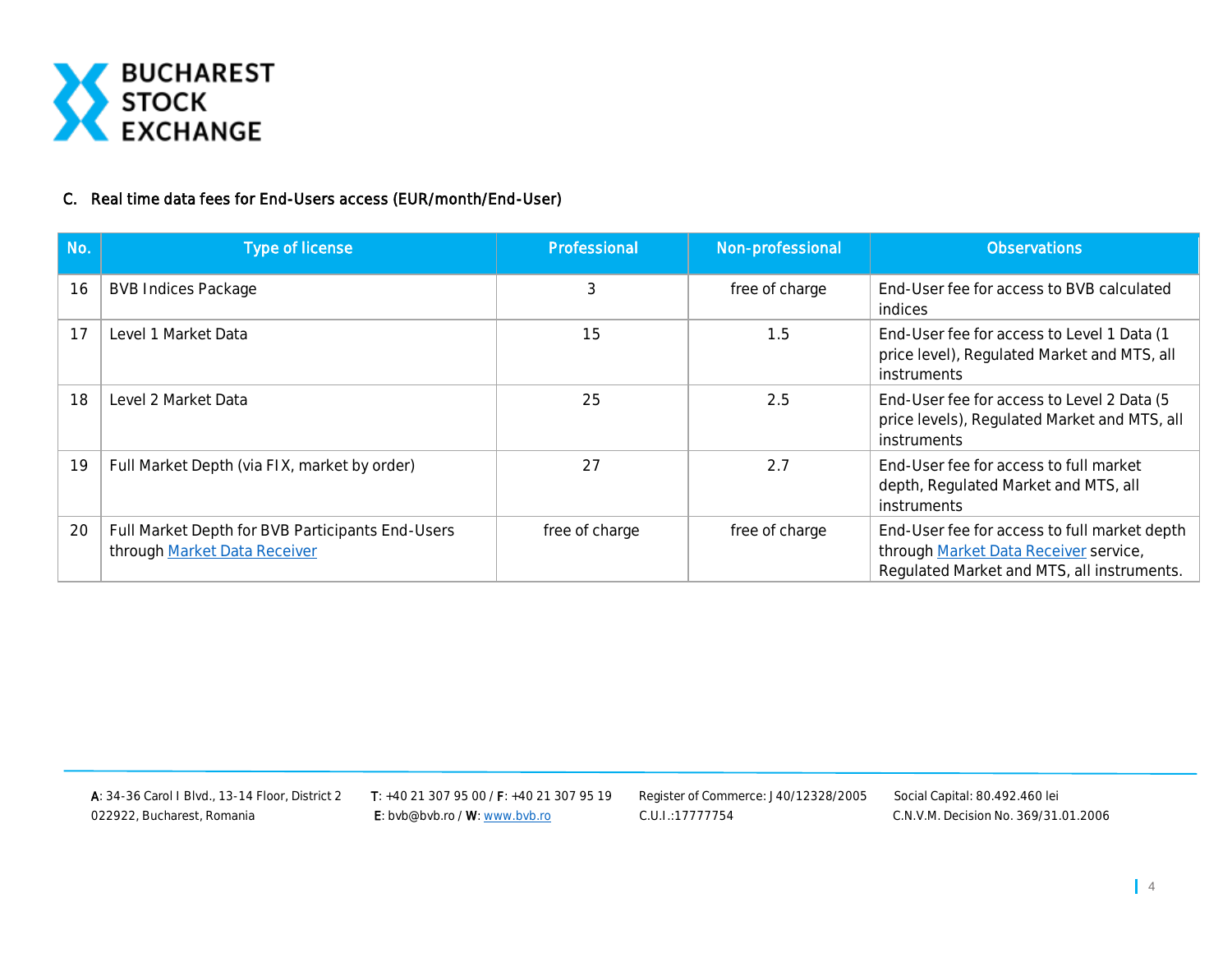### C. Real time data fees for End-Users access (EUR/month/End-User)

| No. | Type of license | Professional | Non-professional | Observations |
|---|---|---|---|---|
| 16 | BVB Indices Package | 3 | free of charge | End-User fee for access to BVB calculated indices |
| 17 | Level 1 Market Data | 15 | 1.5 | End-User fee for access to Level 1 Data (1 price level), Regulated Market and MTS, all instruments |
| 18 | Level 2 Market Data | 25 | 2.5 | End-User fee for access to Level 2 Data (5 price levels), Regulated Market and MTS, all instruments |
| 19 | Full Market Depth (via FIX, market by order) | 27 | 2.7 | End-User fee for access to full market depth, Regulated Market and MTS, all instruments |
| 20 | Full Market Depth for BVB Participants End-Users through Market Data Receiver | free of charge | free of charge | End-User fee for access to full market depth through Market Data Receiver service, Regulated Market and MTS, all instruments. |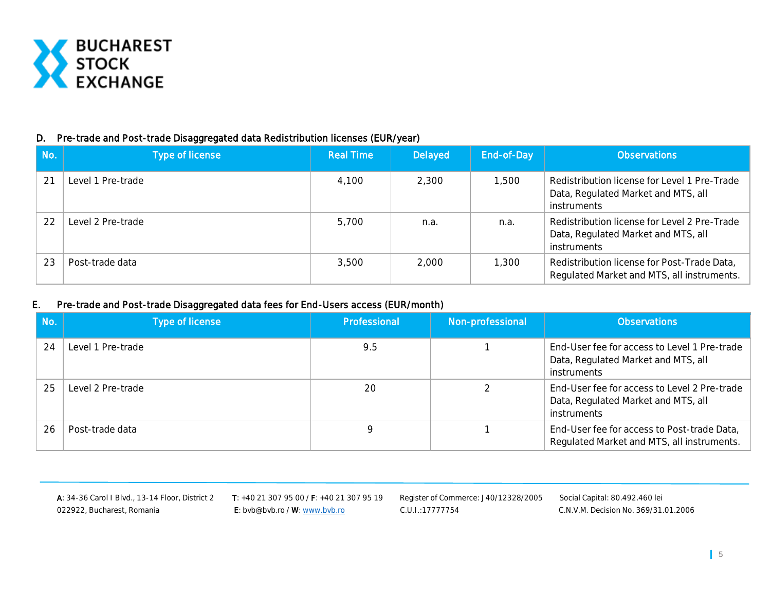## D. Pre-trade and Post-trade Disaggregated data Redistribution licenses (EUR/year)

| No. | Type of license | Real Time | Delayed | End-of-Day | Observations |
|---|---|---|---|---|---|
| 21 | Level 1 Pre-trade | 4,100 | 2,300 | 1,500 | Redistribution license for Level 1 Pre-Trade Data, Regulated Market and MTS, all instruments |
| 22 | Level 2 Pre-trade | 5,700 | n.a. | n.a. | Redistribution license for Level 2 Pre-Trade Data, Regulated Market and MTS, all instruments |
| 23 | Post-trade data | 3,500 | 2,000 | 1,300 | Redistribution license for Post-Trade Data, Regulated Market and MTS, all instruments. |

## E. Pre-trade and Post-trade Disaggregated data fees for End-Users access (EUR/month)

| No. | Type of license | Professional | Non-professional | Observations |
|---|---|---|---|---|
| 24 | Level 1 Pre-trade | 9.5 | 1 | End-User fee for access to Level 1 Pre-trade Data, Regulated Market and MTS, all instruments |
| 25 | Level 2 Pre-trade | 20 | 2 | End-User fee for access to Level 2 Pre-trade Data, Regulated Market and MTS, all instruments |
| 26 | Post-trade data | 9 | 1 | End-User fee for access to Post-trade Data, Regulated Market and MTS, all instruments. |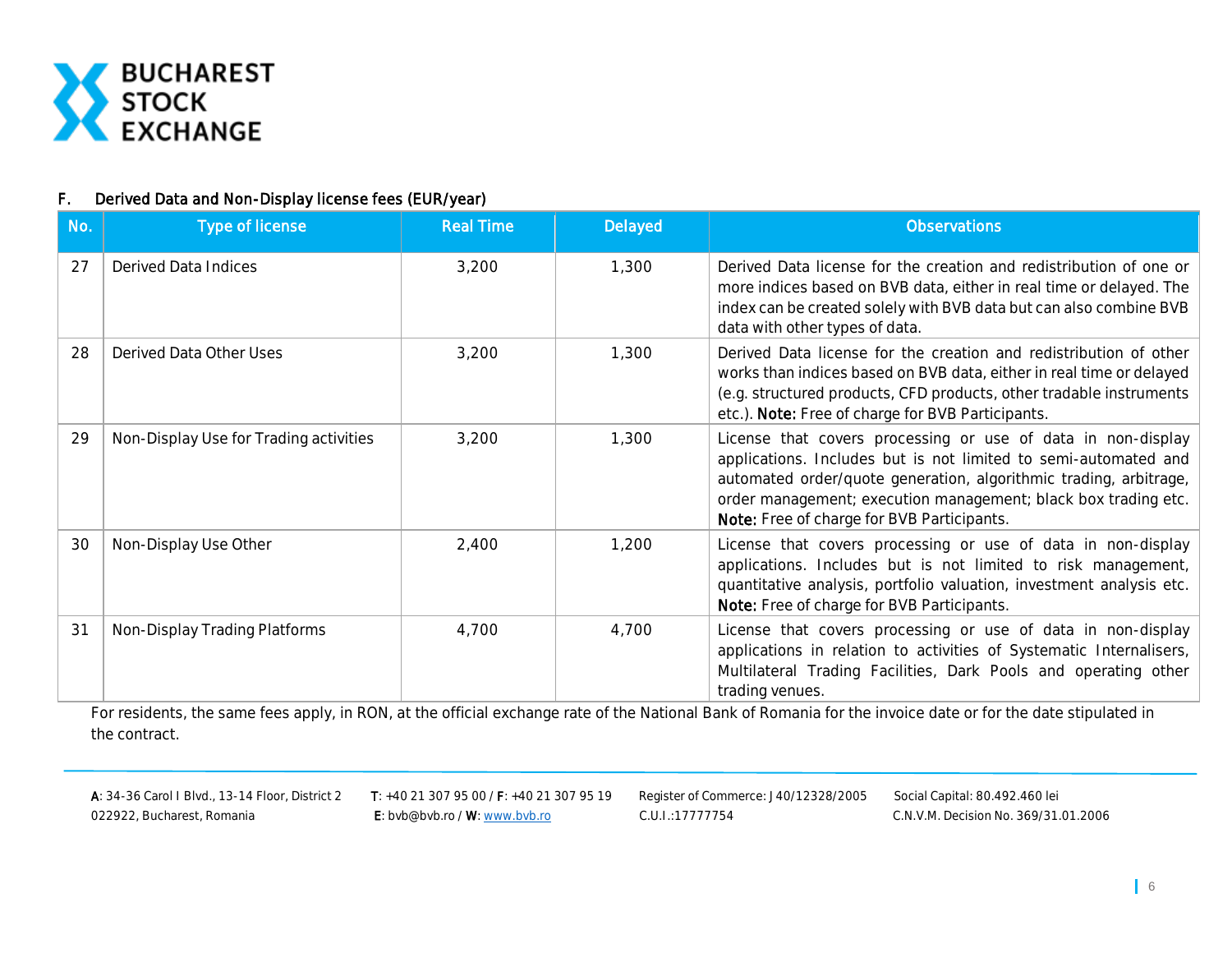### F. Derived Data and Non-Display license fees (EUR/year)

| No. | Type of license | Real Time | Delayed | Observations |
|---|---|---|---|---|
| 27 | Derived Data Indices | 3,200 | 1,300 | Derived Data license for the creation and redistribution of one or more indices based on BVB data, either in real time or delayed. The index can be created solely with BVB data but can also combine BVB data with other types of data. |
| 28 | Derived Data Other Uses | 3,200 | 1,300 | Derived Data license for the creation and redistribution of other works than indices based on BVB data, either in real time or delayed (e.g. structured products, CFD products, other tradable instruments etc.). **Note:** Free of charge for BVB Participants. |
| 29 | Non-Display Use for Trading activities | 3,200 | 1,300 | License that covers processing or use of data in non-display applications. Includes but is not limited to semi-automated and automated order/quote generation, algorithmic trading, arbitrage, order management; execution management; black box trading etc. **Note:** Free of charge for BVB Participants. |
| 30 | Non-Display Use Other | 2,400 | 1,200 | License that covers processing or use of data in non-display applications. Includes but is not limited to risk management, quantitative analysis, portfolio valuation, investment analysis etc. **Note:** Free of charge for BVB Participants. |
| 31 | Non-Display Trading Platforms | 4,700 | 4,700 | License that covers processing or use of data in non-display applications in relation to activities of Systematic Internalisers, Multilateral Trading Facilities, Dark Pools and operating other trading venues. |

For residents, the same fees apply, in RON, at the official exchange rate of the National Bank of Romania for the invoice date or for the date stipulated in the contract.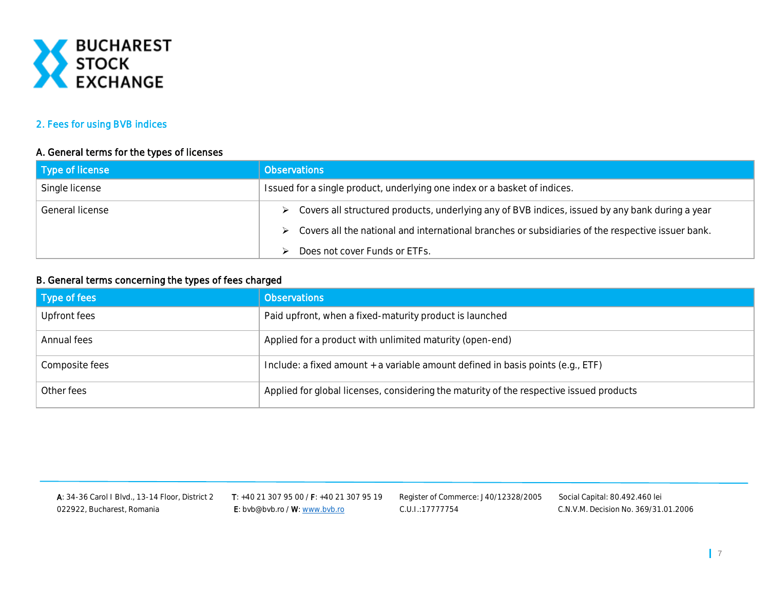## 2. Fees for using BVB indices

### A. General terms for the types of licenses

| Type of license | Observations |
|---|---|
| Single license | Issued for a single product, underlying one index or a basket of indices. |
| General license | ➢ Covers all structured products, underlying any of BVB indices, issued by any bank during a year<br>➢ Covers all the national and international branches or subsidiaries of the respective issuer bank.<br>➢ Does not cover Funds or ETFs. |

### B. General terms concerning the types of fees charged

| Type of fees | Observations |
|---|---|
| Upfront fees | Paid upfront, when a fixed-maturity product is launched |
| Annual fees | Applied for a product with unlimited maturity (open-end) |
| Composite fees | Include: a fixed amount + a variable amount defined in basis points (e.g., ETF) |
| Other fees | Applied for global licenses, considering the maturity of the respective issued products |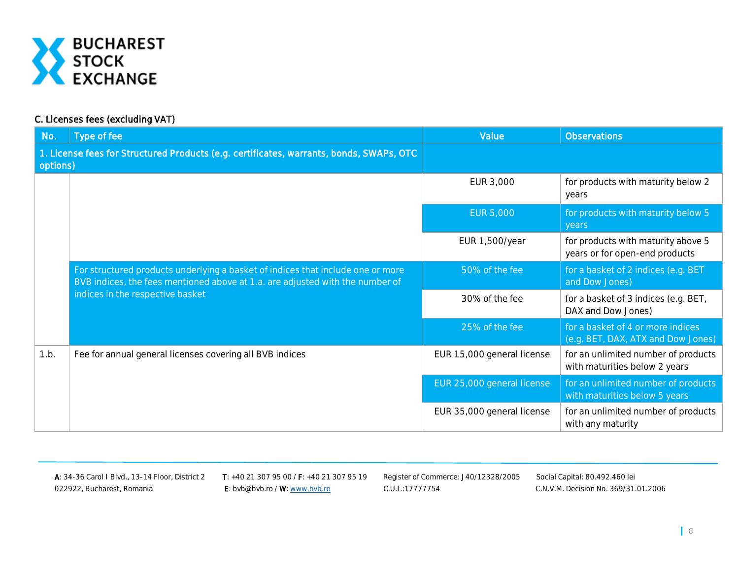### C. Licenses fees (excluding VAT)

| No. | Type of fee | Value | Observations |
|---|---|---|---|
| 1. License fees for Structured Products (e.g. certificates, warrants, bonds, SWAPs, OTC options) | | | |
| | | EUR 3,000 | for products with maturity below 2 years |
| | | EUR 5,000 | for products with maturity below 5 years |
| | | EUR 1,500/year | for products with maturity above 5 years or for open-end products |
| | For structured products underlying a basket of indices that include one or more BVB indices, the fees mentioned above at 1.a. are adjusted with the number of indices in the respective basket | 50% of the fee | for a basket of 2 indices (e.g. BET and Dow Jones) |
| | | 30% of the fee | for a basket of 3 indices (e.g. BET, DAX and Dow Jones) |
| | | 25% of the fee | for a basket of 4 or more indices (e.g. BET, DAX, ATX and Dow Jones) |
| 1.b. | Fee for annual general licenses covering all BVB indices | EUR 15,000 general license | for an unlimited number of products with maturities below 2 years |
| | | EUR 25,000 general license | for an unlimited number of products with maturities below 5 years |
| | | EUR 35,000 general license | for an unlimited number of products with any maturity |

**A**: 34-36 Carol I Blvd., 13-14 Floor, District 2 022922, Bucharest, Romania
**T**: +40 21 307 95 00 / **F**: +40 21 307 95 19
**E**: bvb@bvb.ro / **W**: www.bvb.ro
Register of Commerce: J40/12328/2005
C.U.I.:17777754
Social Capital: 80.492.460 lei
C.N.V.M. Decision No. 369/31.01.2006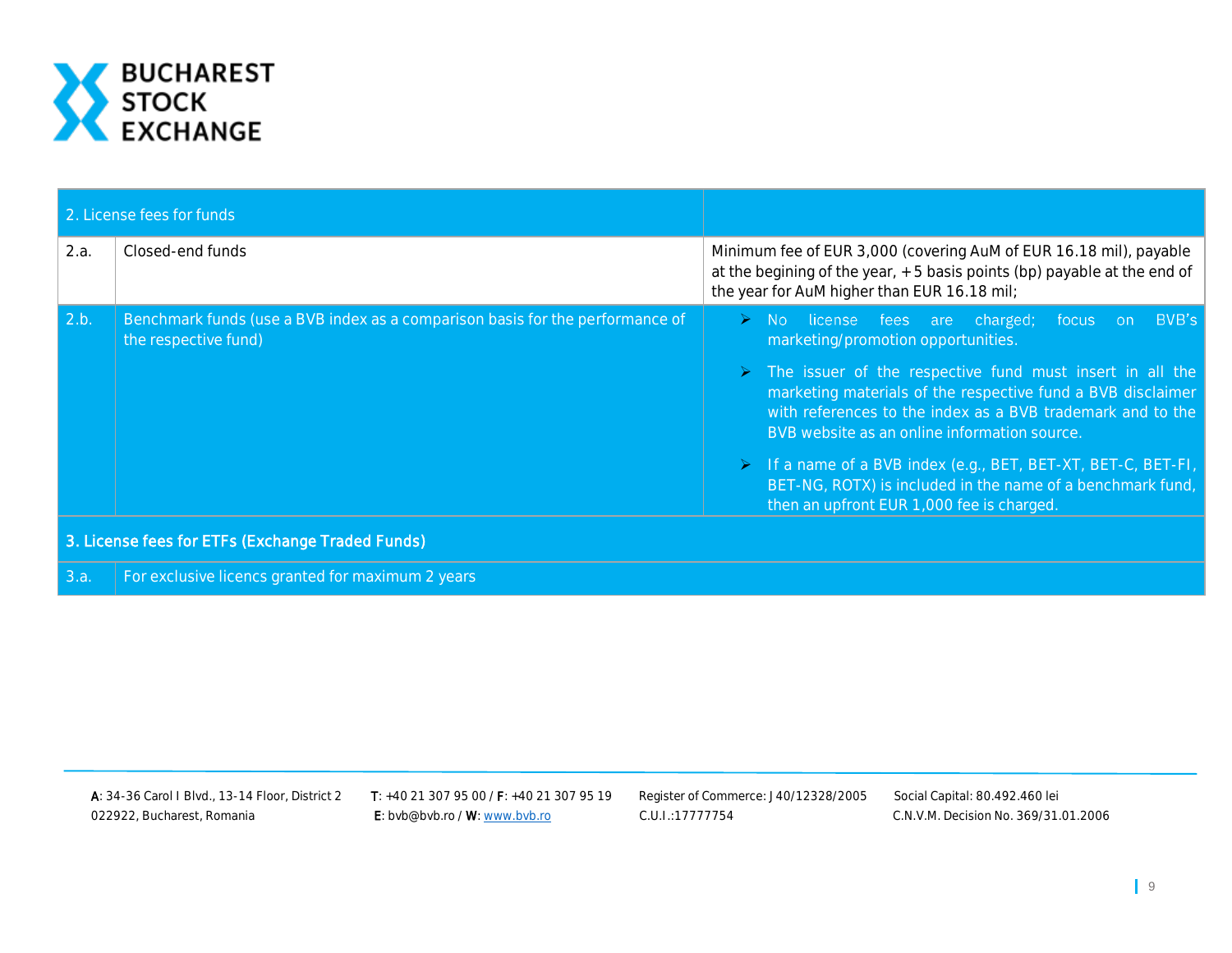| 2. License fees for funds | | |
|---|---|---|
| 2.a. | Closed-end funds | Minimum fee of EUR 3,000 (covering AuM of EUR 16.18 mil), payable at the begining of the year, +5 basis points (bp) payable at the end of the year for AuM higher than EUR 16.18 mil; |
| 2.b. | Benchmark funds (use a BVB index as a comparison basis for the performance of the respective fund) | ➢ No license fees are charged; focus on BVB's marketing/promotion opportunities.<br>➢ The issuer of the respective fund must insert in all the marketing materials of the respective fund a BVB disclaimer with references to the index as a BVB trademark and to the BVB website as an online information source.<br>➢ If a name of a BVB index (e.g., BET, BET-XT, BET-C, BET-FI, BET-NG, ROTX) is included in the name of a benchmark fund, then an upfront EUR 1,000 fee is charged. |
| **3. License fees for ETFs (Exchange Traded Funds)** | | |
| 3.a. | For exclusive licencs granted for maximum 2 years | |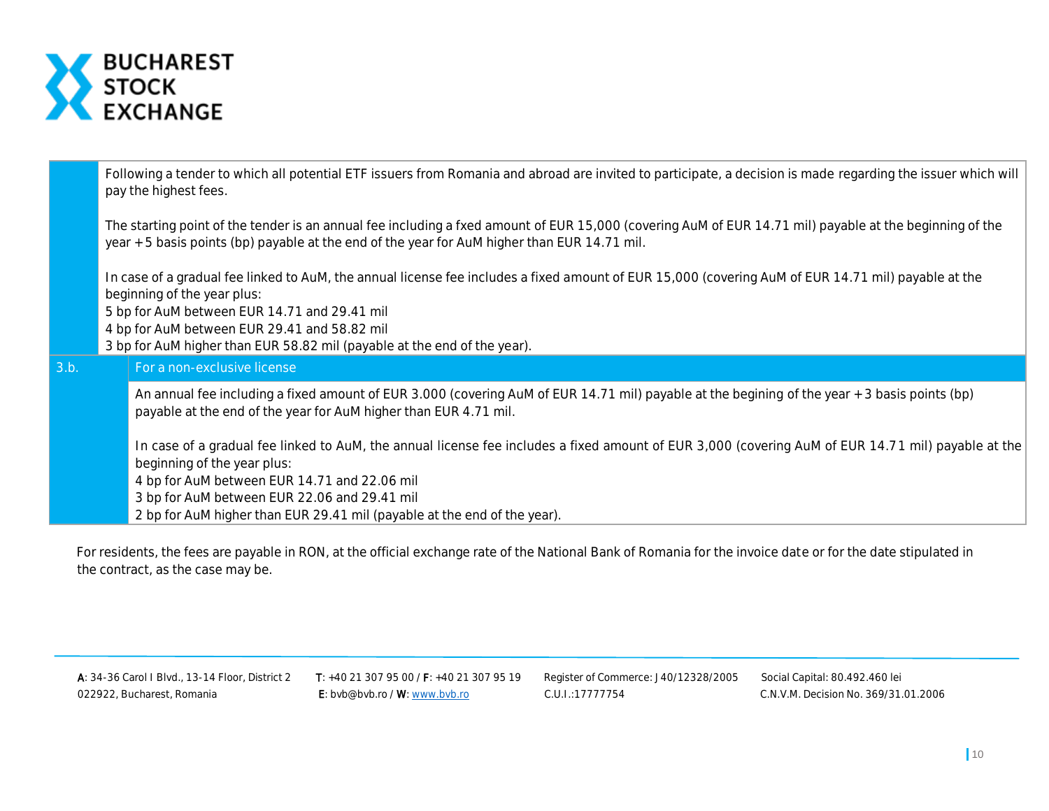| | |
|---|---|
| | Following a tender to which all potential ETF issuers from Romania and abroad are invited to participate, a decision is made regarding the issuer which will pay the highest fees.<br><br>The starting point of the tender is an annual fee including a fxed amount of EUR 15,000 (covering AuM of EUR 14.71 mil) payable at the beginning of the year +5 basis points (bp) payable at the end of the year for AuM higher than EUR 14.71 mil.<br><br>In case of a gradual fee linked to AuM, the annual license fee includes a fixed amount of EUR 15,000 (covering AuM of EUR 14.71 mil) payable at the beginning of the year plus:<br>5 bp for AuM between EUR 14.71 and 29.41 mil<br>4 bp for AuM between EUR 29.41 and 58.82 mil<br>3 bp for AuM higher than EUR 58.82 mil (payable at the end of the year). |
| 3.b. | For a non-exclusive license |
| | An annual fee including a fixed amount of EUR 3.000 (covering AuM of EUR 14.71 mil) payable at the begining of the year +3 basis points (bp) payable at the end of the year for AuM higher than EUR 4.71 mil.<br><br>In case of a gradual fee linked to AuM, the annual license fee includes a fixed amount of EUR 3,000 (covering AuM of EUR 14.71 mil) payable at the beginning of the year plus:<br>4 bp for AuM between EUR 14.71 and 22.06 mil<br>3 bp for AuM between EUR 22.06 and 29.41 mil<br>2 bp for AuM higher than EUR 29.41 mil (payable at the end of the year). |

For residents, the fees are payable in RON, at the official exchange rate of the National Bank of Romania for the invoice date or for the date stipulated in the contract, as the case may be.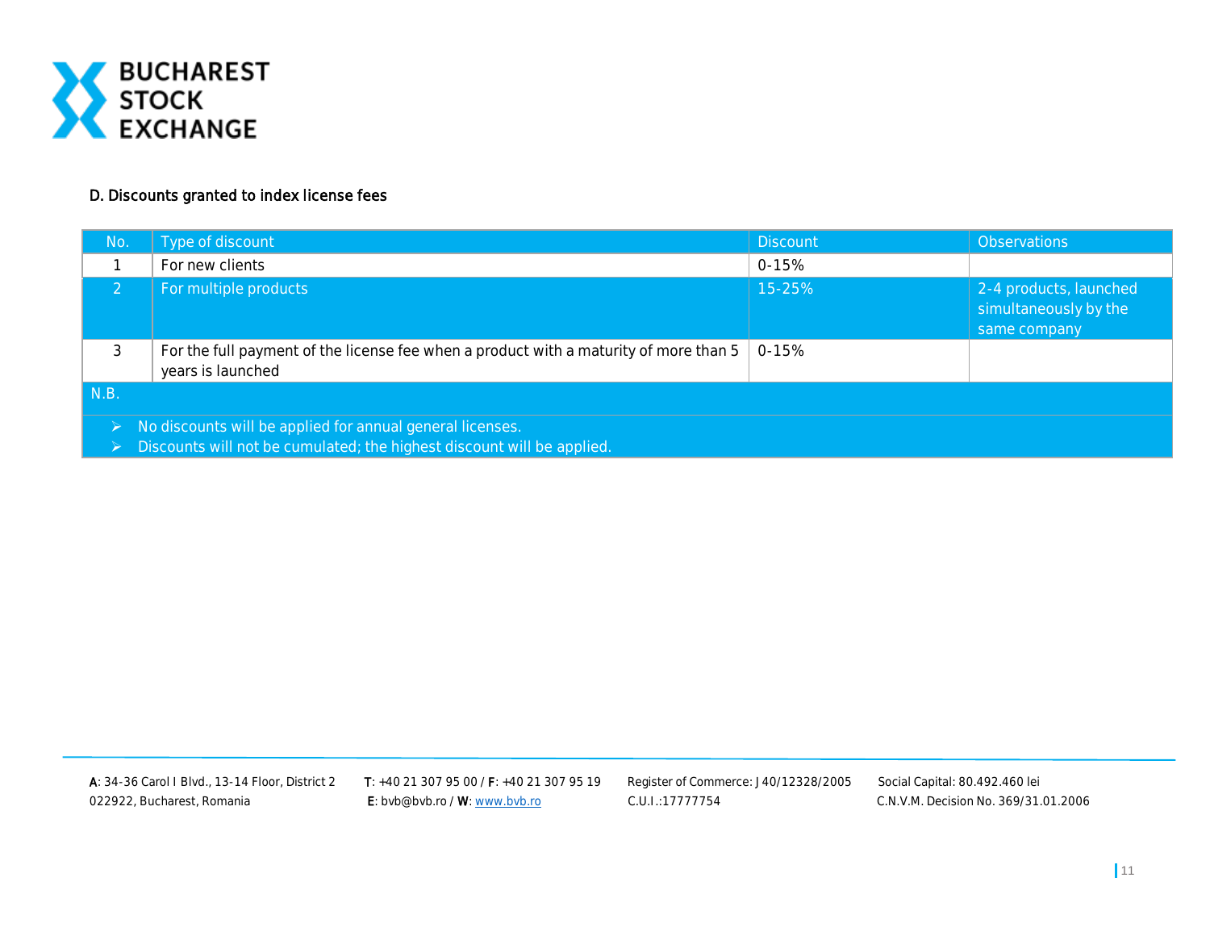### D. Discounts granted to index license fees

| No. | Type of discount | Discount | Observations |
|---|---|---|---|
| 1 | For new clients | 0-15% | |
| 2 | For multiple products | 15-25% | 2-4 products, launched simultaneously by the same company |
| 3 | For the full payment of the license fee when a product with a maturity of more than 5 years is launched | 0-15% | |

N.B.

- No discounts will be applied for annual general licenses.
- Discounts will not be cumulated; the highest discount will be applied.